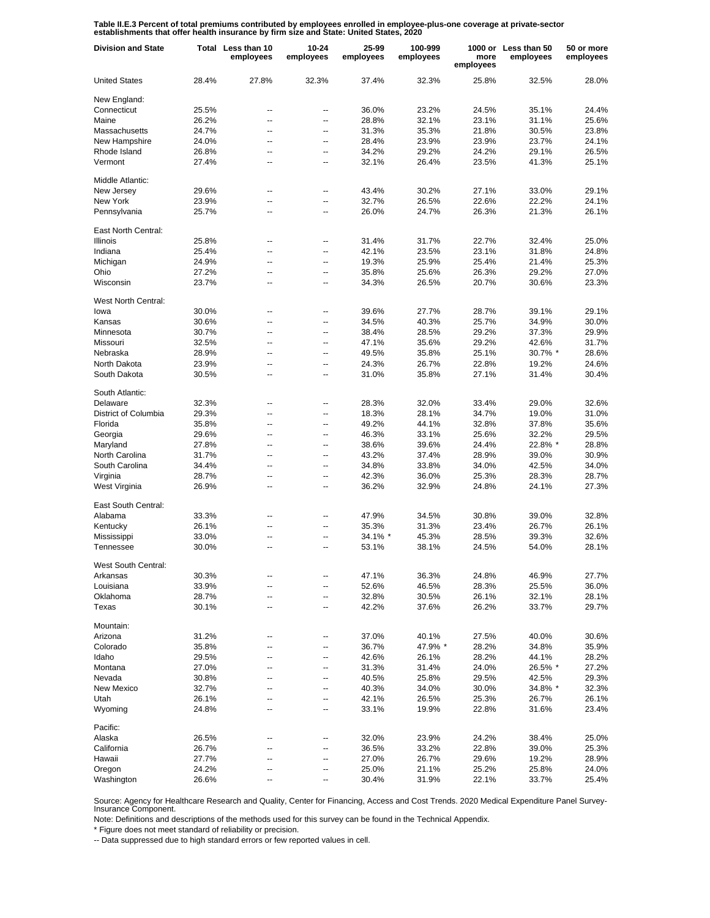**Table II.E.3 Percent of total premiums contributed by employees enrolled in employee-plus-one coverage at private-sector establishments that offer health insurance by firm size and State: United States, 2020**

| Division and State | Total | Less than 10 employees | 10-24 employees | 25-99 employees | 100-999 employees | 1000 or more employees | Less than 50 employees | 50 or more employees |
|---|---|---|---|---|---|---|---|---|
| United States | 28.4% | 27.8% | 32.3% | 37.4% | 32.3% | 25.8% | 32.5% | 28.0% |
| New England: | | | | | | | | |
| Connecticut | 25.5% | -- | -- | 36.0% | 23.2% | 24.5% | 35.1% | 24.4% |
| Maine | 26.2% | -- | -- | 28.8% | 32.1% | 23.1% | 31.1% | 25.6% |
| Massachusetts | 24.7% | -- | -- | 31.3% | 35.3% | 21.8% | 30.5% | 23.8% |
| New Hampshire | 24.0% | -- | -- | 28.4% | 23.9% | 23.9% | 23.7% | 24.1% |
| Rhode Island | 26.8% | -- | -- | 34.2% | 29.2% | 24.2% | 29.1% | 26.5% |
| Vermont | 27.4% | -- | -- | 32.1% | 26.4% | 23.5% | 41.3% | 25.1% |
| Middle Atlantic: | | | | | | | | |
| New Jersey | 29.6% | -- | -- | 43.4% | 30.2% | 27.1% | 33.0% | 29.1% |
| New York | 23.9% | -- | -- | 32.7% | 26.5% | 22.6% | 22.2% | 24.1% |
| Pennsylvania | 25.7% | -- | -- | 26.0% | 24.7% | 26.3% | 21.3% | 26.1% |
| East North Central: | | | | | | | | |
| Illinois | 25.8% | -- | -- | 31.4% | 31.7% | 22.7% | 32.4% | 25.0% |
| Indiana | 25.4% | -- | -- | 42.1% | 23.5% | 23.1% | 31.8% | 24.8% |
| Michigan | 24.9% | -- | -- | 19.3% | 25.9% | 25.4% | 21.4% | 25.3% |
| Ohio | 27.2% | -- | -- | 35.8% | 25.6% | 26.3% | 29.2% | 27.0% |
| Wisconsin | 23.7% | -- | -- | 34.3% | 26.5% | 20.7% | 30.6% | 23.3% |
| West North Central: | | | | | | | | |
| Iowa | 30.0% | -- | -- | 39.6% | 27.7% | 28.7% | 39.1% | 29.1% |
| Kansas | 30.6% | -- | -- | 34.5% | 40.3% | 25.7% | 34.9% | 30.0% |
| Minnesota | 30.7% | -- | -- | 38.4% | 28.5% | 29.2% | 37.3% | 29.9% |
| Missouri | 32.5% | -- | -- | 47.1% | 35.6% | 29.2% | 42.6% | 31.7% |
| Nebraska | 28.9% | -- | -- | 49.5% | 35.8% | 25.1% | 30.7% * | 28.6% |
| North Dakota | 23.9% | -- | -- | 24.3% | 26.7% | 22.8% | 19.2% | 24.6% |
| South Dakota | 30.5% | -- | -- | 31.0% | 35.8% | 27.1% | 31.4% | 30.4% |
| South Atlantic: | | | | | | | | |
| Delaware | 32.3% | -- | -- | 28.3% | 32.0% | 33.4% | 29.0% | 32.6% |
| District of Columbia | 29.3% | -- | -- | 18.3% | 28.1% | 34.7% | 19.0% | 31.0% |
| Florida | 35.8% | -- | -- | 49.2% | 44.1% | 32.8% | 37.8% | 35.6% |
| Georgia | 29.6% | -- | -- | 46.3% | 33.1% | 25.6% | 32.2% | 29.5% |
| Maryland | 27.8% | -- | -- | 38.6% | 39.6% | 24.4% | 22.8% * | 28.8% |
| North Carolina | 31.7% | -- | -- | 43.2% | 37.4% | 28.9% | 39.0% | 30.9% |
| South Carolina | 34.4% | -- | -- | 34.8% | 33.8% | 34.0% | 42.5% | 34.0% |
| Virginia | 28.7% | -- | -- | 42.3% | 36.0% | 25.3% | 28.3% | 28.7% |
| West Virginia | 26.9% | -- | -- | 36.2% | 32.9% | 24.8% | 24.1% | 27.3% |
| East South Central: | | | | | | | | |
| Alabama | 33.3% | -- | -- | 47.9% | 34.5% | 30.8% | 39.0% | 32.8% |
| Kentucky | 26.1% | -- | -- | 35.3% | 31.3% | 23.4% | 26.7% | 26.1% |
| Mississippi | 33.0% | -- | -- | 34.1% * | 45.3% | 28.5% | 39.3% | 32.6% |
| Tennessee | 30.0% | -- | -- | 53.1% | 38.1% | 24.5% | 54.0% | 28.1% |
| West South Central: | | | | | | | | |
| Arkansas | 30.3% | -- | -- | 47.1% | 36.3% | 24.8% | 46.9% | 27.7% |
| Louisiana | 33.9% | -- | -- | 52.6% | 46.5% | 28.3% | 25.5% | 36.0% |
| Oklahoma | 28.7% | -- | -- | 32.8% | 30.5% | 26.1% | 32.1% | 28.1% |
| Texas | 30.1% | -- | -- | 42.2% | 37.6% | 26.2% | 33.7% | 29.7% |
| Mountain: | | | | | | | | |
| Arizona | 31.2% | -- | -- | 37.0% | 40.1% | 27.5% | 40.0% | 30.6% |
| Colorado | 35.8% | -- | -- | 36.7% | 47.9% * | 28.2% | 34.8% | 35.9% |
| Idaho | 29.5% | -- | -- | 42.6% | 26.1% | 28.2% | 44.1% | 28.2% |
| Montana | 27.0% | -- | -- | 31.3% | 31.4% | 24.0% | 26.5% * | 27.2% |
| Nevada | 30.8% | -- | -- | 40.5% | 25.8% | 29.5% | 42.5% | 29.3% |
| New Mexico | 32.7% | -- | -- | 40.3% | 34.0% | 30.0% | 34.8% * | 32.3% |
| Utah | 26.1% | -- | -- | 42.1% | 26.5% | 25.3% | 26.7% | 26.1% |
| Wyoming | 24.8% | -- | -- | 33.1% | 19.9% | 22.8% | 31.6% | 23.4% |
| Pacific: | | | | | | | | |
| Alaska | 26.5% | -- | -- | 32.0% | 23.9% | 24.2% | 38.4% | 25.0% |
| California | 26.7% | -- | -- | 36.5% | 33.2% | 22.8% | 39.0% | 25.3% |
| Hawaii | 27.7% | -- | -- | 27.0% | 26.7% | 29.6% | 19.2% | 28.9% |
| Oregon | 24.2% | -- | -- | 25.0% | 21.1% | 25.2% | 25.8% | 24.0% |
| Washington | 26.6% | -- | -- | 30.4% | 31.9% | 22.1% | 33.7% | 25.4% |

Source: Agency for Healthcare Research and Quality, Center for Financing, Access and Cost Trends. 2020 Medical Expenditure Panel Survey-Insurance Component.

Note: Definitions and descriptions of the methods used for this survey can be found in the Technical Appendix.

* Figure does not meet standard of reliability or precision.

-- Data suppressed due to high standard errors or few reported values in cell.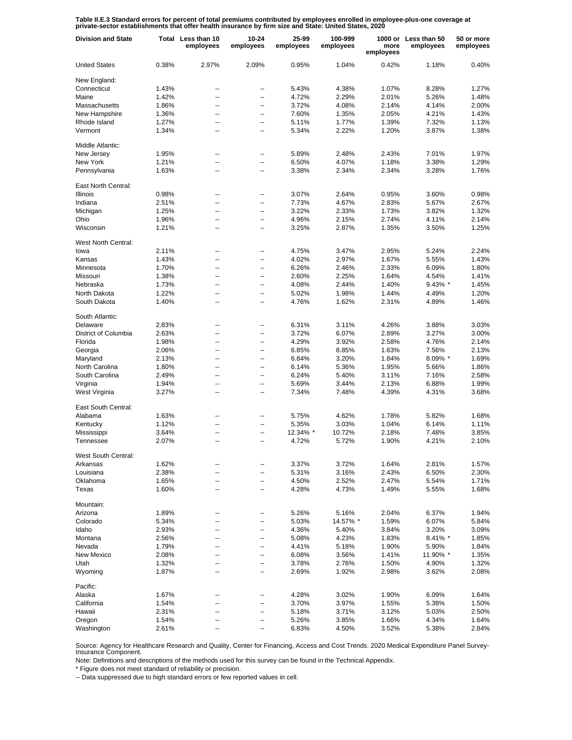**Table II.E.3 Standard errors for percent of total premiums contributed by employees enrolled in employee-plus-one coverage at private-sector establishments that offer health insurance by firm size and State: United States, 2020**

| Division and State | Total | Less than 10 employees | 10-24 employees | 25-99 employees | 100-999 employees | 1000 or more employees | Less than 50 employees | 50 or more employees |
|---|---|---|---|---|---|---|---|---|
| United States | 0.38% | 2.97% | 2.09% | 0.95% | 1.04% | 0.42% | 1.18% | 0.40% |
| New England: | | | | | | | | |
| Connecticut | 1.43% | -- | -- | 5.43% | 4.38% | 1.07% | 8.28% | 1.27% |
| Maine | 1.42% | -- | -- | 4.72% | 2.29% | 2.01% | 5.26% | 1.48% |
| Massachusetts | 1.86% | -- | -- | 3.72% | 4.08% | 2.14% | 4.14% | 2.00% |
| New Hampshire | 1.36% | -- | -- | 7.60% | 1.35% | 2.05% | 4.21% | 1.43% |
| Rhode Island | 1.27% | -- | -- | 5.11% | 1.77% | 1.39% | 7.32% | 1.13% |
| Vermont | 1.34% | -- | -- | 5.34% | 2.22% | 1.20% | 3.87% | 1.38% |
| Middle Atlantic: | | | | | | | | |
| New Jersey | 1.95% | -- | -- | 5.89% | 2.48% | 2.43% | 7.01% | 1.97% |
| New York | 1.21% | -- | -- | 6.50% | 4.07% | 1.18% | 3.38% | 1.29% |
| Pennsylvania | 1.63% | -- | -- | 3.38% | 2.34% | 2.34% | 3.28% | 1.76% |
| East North Central: | | | | | | | | |
| Illinois | 0.98% | -- | -- | 3.07% | 2.64% | 0.95% | 3.60% | 0.98% |
| Indiana | 2.51% | -- | -- | 7.73% | 4.67% | 2.83% | 5.67% | 2.67% |
| Michigan | 1.25% | -- | -- | 3.22% | 2.33% | 1.73% | 3.82% | 1.32% |
| Ohio | 1.96% | -- | -- | 4.96% | 2.15% | 2.74% | 4.11% | 2.14% |
| Wisconsin | 1.21% | -- | -- | 3.25% | 2.87% | 1.35% | 3.50% | 1.25% |
| West North Central: | | | | | | | | |
| Iowa | 2.11% | -- | -- | 4.75% | 3.47% | 2.95% | 5.24% | 2.24% |
| Kansas | 1.43% | -- | -- | 4.02% | 2.97% | 1.67% | 5.55% | 1.43% |
| Minnesota | 1.70% | -- | -- | 6.26% | 2.46% | 2.33% | 6.09% | 1.80% |
| Missouri | 1.38% | -- | -- | 2.60% | 2.25% | 1.64% | 4.54% | 1.41% |
| Nebraska | 1.73% | -- | -- | 4.08% | 2.44% | 1.40% | 9.43% * | 1.45% |
| North Dakota | 1.22% | -- | -- | 5.02% | 1.98% | 1.44% | 4.49% | 1.20% |
| South Dakota | 1.40% | -- | -- | 4.76% | 1.62% | 2.31% | 4.89% | 1.46% |
| South Atlantic: | | | | | | | | |
| Delaware | 2.83% | -- | -- | 6.31% | 3.11% | 4.26% | 3.88% | 3.03% |
| District of Columbia | 2.63% | -- | -- | 3.72% | 6.07% | 2.89% | 3.27% | 3.00% |
| Florida | 1.98% | -- | -- | 4.29% | 3.92% | 2.58% | 4.76% | 2.14% |
| Georgia | 2.06% | -- | -- | 6.85% | 8.85% | 1.63% | 7.56% | 2.13% |
| Maryland | 2.13% | -- | -- | 6.84% | 3.20% | 1.84% | 8.09% * | 1.69% |
| North Carolina | 1.80% | -- | -- | 6.14% | 5.36% | 1.95% | 5.66% | 1.86% |
| South Carolina | 2.49% | -- | -- | 6.24% | 5.40% | 3.11% | 7.16% | 2.58% |
| Virginia | 1.94% | -- | -- | 5.69% | 3.44% | 2.13% | 6.88% | 1.99% |
| West Virginia | 3.27% | -- | -- | 7.34% | 7.48% | 4.39% | 4.31% | 3.68% |
| East South Central: | | | | | | | | |
| Alabama | 1.63% | -- | -- | 5.75% | 4.62% | 1.78% | 5.82% | 1.68% |
| Kentucky | 1.12% | -- | -- | 5.35% | 3.03% | 1.04% | 6.14% | 1.11% |
| Mississippi | 3.64% | -- | -- | 12.34% * | 10.72% | 2.18% | 7.48% | 3.85% |
| Tennessee | 2.07% | -- | -- | 4.72% | 5.72% | 1.90% | 4.21% | 2.10% |
| West South Central: | | | | | | | | |
| Arkansas | 1.62% | -- | -- | 3.37% | 3.72% | 1.64% | 2.81% | 1.57% |
| Louisiana | 2.38% | -- | -- | 5.31% | 3.16% | 2.43% | 6.50% | 2.30% |
| Oklahoma | 1.65% | -- | -- | 4.50% | 2.52% | 2.47% | 5.54% | 1.71% |
| Texas | 1.60% | -- | -- | 4.28% | 4.73% | 1.49% | 5.55% | 1.68% |
| Mountain: | | | | | | | | |
| Arizona | 1.89% | -- | -- | 5.26% | 5.16% | 2.04% | 6.37% | 1.94% |
| Colorado | 5.34% | -- | -- | 5.03% | 14.57% * | 1.59% | 6.07% | 5.84% |
| Idaho | 2.93% | -- | -- | 4.36% | 5.40% | 3.84% | 3.20% | 3.09% |
| Montana | 2.56% | -- | -- | 5.08% | 4.23% | 1.83% | 8.41% * | 1.85% |
| Nevada | 1.79% | -- | -- | 4.41% | 5.18% | 1.90% | 5.90% | 1.84% |
| New Mexico | 2.08% | -- | -- | 6.08% | 3.56% | 1.41% | 11.90% * | 1.35% |
| Utah | 1.32% | -- | -- | 3.78% | 2.76% | 1.50% | 4.90% | 1.32% |
| Wyoming | 1.87% | -- | -- | 2.69% | 1.92% | 2.98% | 3.62% | 2.08% |
| Pacific: | | | | | | | | |
| Alaska | 1.67% | -- | -- | 4.28% | 3.02% | 1.90% | 6.09% | 1.64% |
| California | 1.54% | -- | -- | 3.70% | 3.97% | 1.55% | 5.38% | 1.50% |
| Hawaii | 2.31% | -- | -- | 5.18% | 3.71% | 3.12% | 5.03% | 2.50% |
| Oregon | 1.54% | -- | -- | 5.26% | 3.85% | 1.66% | 4.34% | 1.64% |
| Washington | 2.61% | -- | -- | 6.83% | 4.50% | 3.52% | 5.38% | 2.84% |

Source: Agency for Healthcare Research and Quality, Center for Financing, Access and Cost Trends. 2020 Medical Expenditure Panel Survey-Insurance Component.

Note: Definitions and descriptions of the methods used for this survey can be found in the Technical Appendix.

* Figure does not meet standard of reliability or precision.

-- Data suppressed due to high standard errors or few reported values in cell.